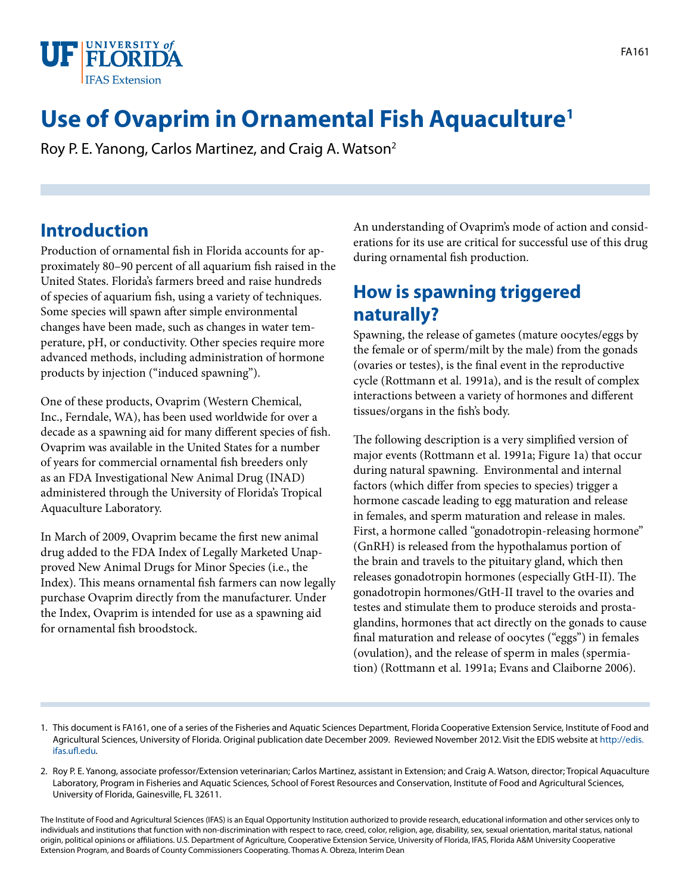# Use of Ovaprim in Ornamental Fish Aquaculture[1]

Roy P. E. Yanong, Carlos Martinez, and Craig A. Watson[2]

## Introduction

Production of ornamental fish in Florida accounts for approximately 80–90 percent of all aquarium fish raised in the United States. Florida's farmers breed and raise hundreds of species of aquarium fish, using a variety of techniques. Some species will spawn after simple environmental changes have been made, such as changes in water temperature, pH, or conductivity. Other species require more advanced methods, including administration of hormone products by injection ("induced spawning").

One of these products, Ovaprim (Western Chemical, Inc., Ferndale, WA), has been used worldwide for over a decade as a spawning aid for many different species of fish. Ovaprim was available in the United States for a number of years for commercial ornamental fish breeders only as an FDA Investigational New Animal Drug (INAD) administered through the University of Florida's Tropical Aquaculture Laboratory.

In March of 2009, Ovaprim became the first new animal drug added to the FDA Index of Legally Marketed Unapproved New Animal Drugs for Minor Species (i.e., the Index). This means ornamental fish farmers can now legally purchase Ovaprim directly from the manufacturer. Under the Index, Ovaprim is intended for use as a spawning aid for ornamental fish broodstock.

An understanding of Ovaprim's mode of action and considerations for its use are critical for successful use of this drug during ornamental fish production.

## How is spawning triggered naturally?

Spawning, the release of gametes (mature oocytes/eggs by the female or of sperm/milt by the male) from the gonads (ovaries or testes), is the final event in the reproductive cycle (Rottmann et al. 1991a), and is the result of complex interactions between a variety of hormones and different tissues/organs in the fish's body.

The following description is a very simplified version of major events (Rottmann et al. 1991a; Figure 1a) that occur during natural spawning. Environmental and internal factors (which differ from species to species) trigger a hormone cascade leading to egg maturation and release in females, and sperm maturation and release in males. First, a hormone called "gonadotropin-releasing hormone" (GnRH) is released from the hypothalamus portion of the brain and travels to the pituitary gland, which then releases gonadotropin hormones (especially GtH-II). The gonadotropin hormones/GtH-II travel to the ovaries and testes and stimulate them to produce steroids and prostaglandins, hormones that act directly on the gonads to cause final maturation and release of oocytes ("eggs") in females (ovulation), and the release of sperm in males (spermiation) (Rottmann et al. 1991a; Evans and Claiborne 2006).

1. This document is FA161, one of a series of the Fisheries and Aquatic Sciences Department, Florida Cooperative Extension Service, Institute of Food and Agricultural Sciences, University of Florida. Original publication date December 2009. Reviewed November 2012. Visit the EDIS website at http://edis.ifas.ufl.edu.

2. Roy P. E. Yanong, associate professor/Extension veterinarian; Carlos Martinez, assistant in Extension; and Craig A. Watson, director; Tropical Aquaculture Laboratory, Program in Fisheries and Aquatic Sciences, School of Forest Resources and Conservation, Institute of Food and Agricultural Sciences, University of Florida, Gainesville, FL 32611.

The Institute of Food and Agricultural Sciences (IFAS) is an Equal Opportunity Institution authorized to provide research, educational information and other services only to individuals and institutions that function with non-discrimination with respect to race, creed, color, religion, age, disability, sex, sexual orientation, marital status, national origin, political opinions or affiliations. U.S. Department of Agriculture, Cooperative Extension Service, University of Florida, IFAS, Florida A&M University Cooperative Extension Program, and Boards of County Commissioners Cooperating. Thomas A. Obreza, Interim Dean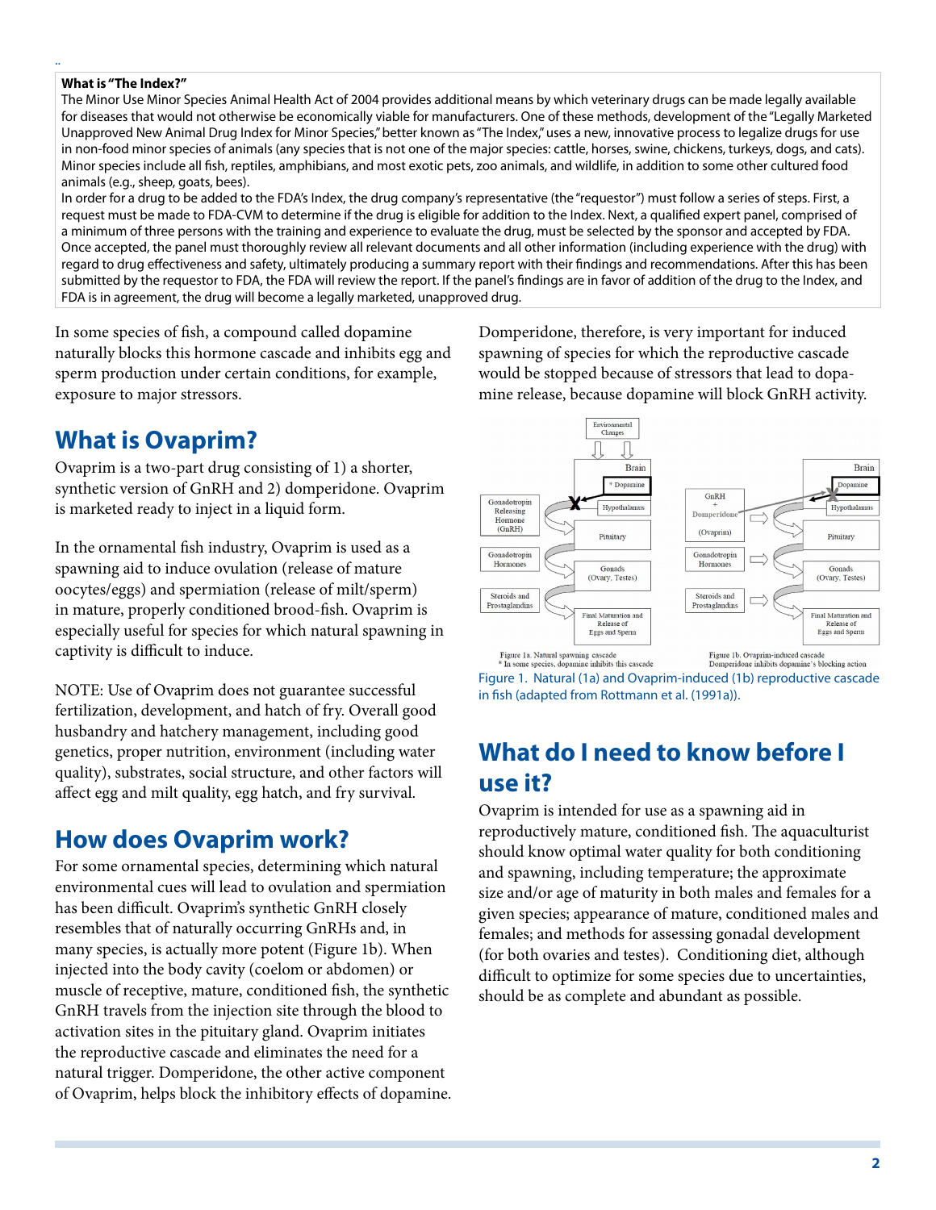**What is "The Index?"**

The Minor Use Minor Species Animal Health Act of 2004 provides additional means by which veterinary drugs can be made legally available for diseases that would not otherwise be economically viable for manufacturers. One of these methods, development of the "Legally Marketed Unapproved New Animal Drug Index for Minor Species," better known as "The Index," uses a new, innovative process to legalize drugs for use in non-food minor species of animals (any species that is not one of the major species: cattle, horses, swine, chickens, turkeys, dogs, and cats). Minor species include all fish, reptiles, amphibians, and most exotic pets, zoo animals, and wildlife, in addition to some other cultured food animals (e.g., sheep, goats, bees).

In order for a drug to be added to the FDA's Index, the drug company's representative (the "requestor") must follow a series of steps. First, a request must be made to FDA-CVM to determine if the drug is eligible for addition to the Index. Next, a qualified expert panel, comprised of a minimum of three persons with the training and experience to evaluate the drug, must be selected by the sponsor and accepted by FDA. Once accepted, the panel must thoroughly review all relevant documents and all other information (including experience with the drug) with regard to drug effectiveness and safety, ultimately producing a summary report with their findings and recommendations. After this has been submitted by the requestor to FDA, the FDA will review the report. If the panel's findings are in favor of addition of the drug to the Index, and FDA is in agreement, the drug will become a legally marketed, unapproved drug.

In some species of fish, a compound called dopamine naturally blocks this hormone cascade and inhibits egg and sperm production under certain conditions, for example, exposure to major stressors.

## What is Ovaprim?

Ovaprim is a two-part drug consisting of 1) a shorter, synthetic version of GnRH and 2) domperidone. Ovaprim is marketed ready to inject in a liquid form.

In the ornamental fish industry, Ovaprim is used as a spawning aid to induce ovulation (release of mature oocytes/eggs) and spermiation (release of milt/sperm) in mature, properly conditioned brood-fish. Ovaprim is especially useful for species for which natural spawning in captivity is difficult to induce.

NOTE: Use of Ovaprim does not guarantee successful fertilization, development, and hatch of fry. Overall good husbandry and hatchery management, including good genetics, proper nutrition, environment (including water quality), substrates, social structure, and other factors will affect egg and milt quality, egg hatch, and fry survival.

## How does Ovaprim work?

For some ornamental species, determining which natural environmental cues will lead to ovulation and spermiation has been difficult. Ovaprim's synthetic GnRH closely resembles that of naturally occurring GnRHs and, in many species, is actually more potent (Figure 1b). When injected into the body cavity (coelom or abdomen) or muscle of receptive, mature, conditioned fish, the synthetic GnRH travels from the injection site through the blood to activation sites in the pituitary gland. Ovaprim initiates the reproductive cascade and eliminates the need for a natural trigger. Domperidone, the other active component of Ovaprim, helps block the inhibitory effects of dopamine.

Domperidone, therefore, is very important for induced spawning of species for which the reproductive cascade would be stopped because of stressors that lead to dopamine release, because dopamine will block GnRH activity.

Figure 1a. Natural spawning cascade
\* In some species, dopamine inhibits this cascade

Figure 1b. Ovaprim-induced cascade
Domperidone inhibits dopamine's blocking action

Figure 1. Natural (1a) and Ovaprim-induced (1b) reproductive cascade in fish (adapted from Rottmann et al. (1991a)).

## What do I need to know before I use it?

Ovaprim is intended for use as a spawning aid in reproductively mature, conditioned fish. The aquaculturist should know optimal water quality for both conditioning and spawning, including temperature; the approximate size and/or age of maturity in both males and females for a given species; appearance of mature, conditioned males and females; and methods for assessing gonadal development (for both ovaries and testes). Conditioning diet, although difficult to optimize for some species due to uncertainties, should be as complete and abundant as possible.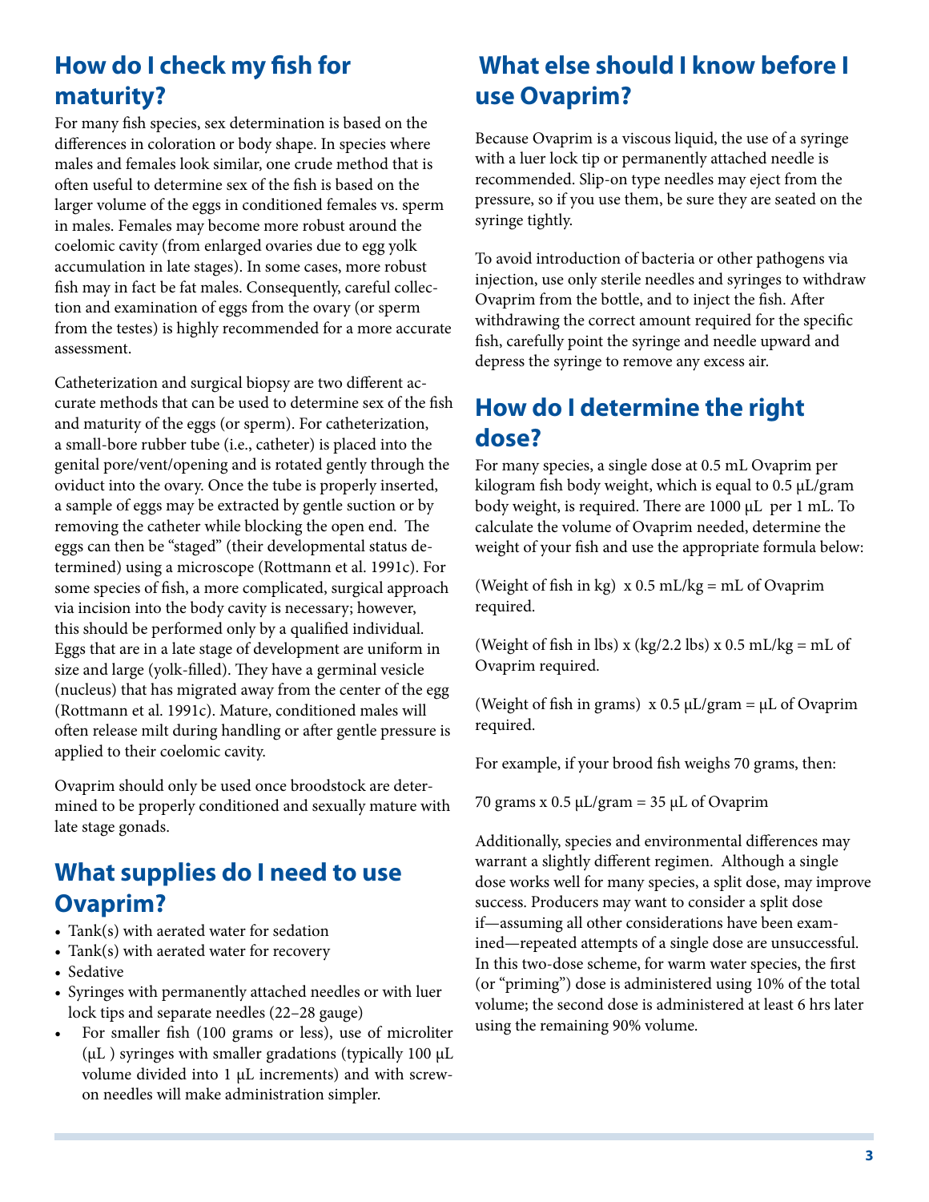## How do I check my fish for maturity?

For many fish species, sex determination is based on the differences in coloration or body shape. In species where males and females look similar, one crude method that is often useful to determine sex of the fish is based on the larger volume of the eggs in conditioned females vs. sperm in males. Females may become more robust around the coelomic cavity (from enlarged ovaries due to egg yolk accumulation in late stages). In some cases, more robust fish may in fact be fat males. Consequently, careful collection and examination of eggs from the ovary (or sperm from the testes) is highly recommended for a more accurate assessment.

Catheterization and surgical biopsy are two different accurate methods that can be used to determine sex of the fish and maturity of the eggs (or sperm). For catheterization, a small-bore rubber tube (i.e., catheter) is placed into the genital pore/vent/opening and is rotated gently through the oviduct into the ovary. Once the tube is properly inserted, a sample of eggs may be extracted by gentle suction or by removing the catheter while blocking the open end. The eggs can then be "staged" (their developmental status determined) using a microscope (Rottmann et al. 1991c). For some species of fish, a more complicated, surgical approach via incision into the body cavity is necessary; however, this should be performed only by a qualified individual. Eggs that are in a late stage of development are uniform in size and large (yolk-filled). They have a germinal vesicle (nucleus) that has migrated away from the center of the egg (Rottmann et al. 1991c). Mature, conditioned males will often release milt during handling or after gentle pressure is applied to their coelomic cavity.

Ovaprim should only be used once broodstock are determined to be properly conditioned and sexually mature with late stage gonads.

## What supplies do I need to use Ovaprim?

- Tank(s) with aerated water for sedation
- Tank(s) with aerated water for recovery
- Sedative
- Syringes with permanently attached needles or with luer lock tips and separate needles (22–28 gauge)
- For smaller fish (100 grams or less), use of microliter (µL ) syringes with smaller gradations (typically 100 µL volume divided into 1 µL increments) and with screw-on needles will make administration simpler.

## What else should I know before I use Ovaprim?

Because Ovaprim is a viscous liquid, the use of a syringe with a luer lock tip or permanently attached needle is recommended. Slip-on type needles may eject from the pressure, so if you use them, be sure they are seated on the syringe tightly.

To avoid introduction of bacteria or other pathogens via injection, use only sterile needles and syringes to withdraw Ovaprim from the bottle, and to inject the fish. After withdrawing the correct amount required for the specific fish, carefully point the syringe and needle upward and depress the syringe to remove any excess air.

## How do I determine the right dose?

For many species, a single dose at 0.5 mL Ovaprim per kilogram fish body weight, which is equal to 0.5 µL/gram body weight, is required. There are 1000 µL per 1 mL. To calculate the volume of Ovaprim needed, determine the weight of your fish and use the appropriate formula below:

(Weight of fish in kg) x 0.5 mL/kg = mL of Ovaprim required.

(Weight of fish in lbs) x (kg/2.2 lbs) x 0.5 mL/kg = mL of Ovaprim required.

(Weight of fish in grams) x 0.5 µL/gram = µL of Ovaprim required.

For example, if your brood fish weighs 70 grams, then:

70 grams x 0.5 µL/gram = 35 µL of Ovaprim

Additionally, species and environmental differences may warrant a slightly different regimen. Although a single dose works well for many species, a split dose, may improve success. Producers may want to consider a split dose if—assuming all other considerations have been examined—repeated attempts of a single dose are unsuccessful. In this two-dose scheme, for warm water species, the first (or "priming") dose is administered using 10% of the total volume; the second dose is administered at least 6 hrs later using the remaining 90% volume.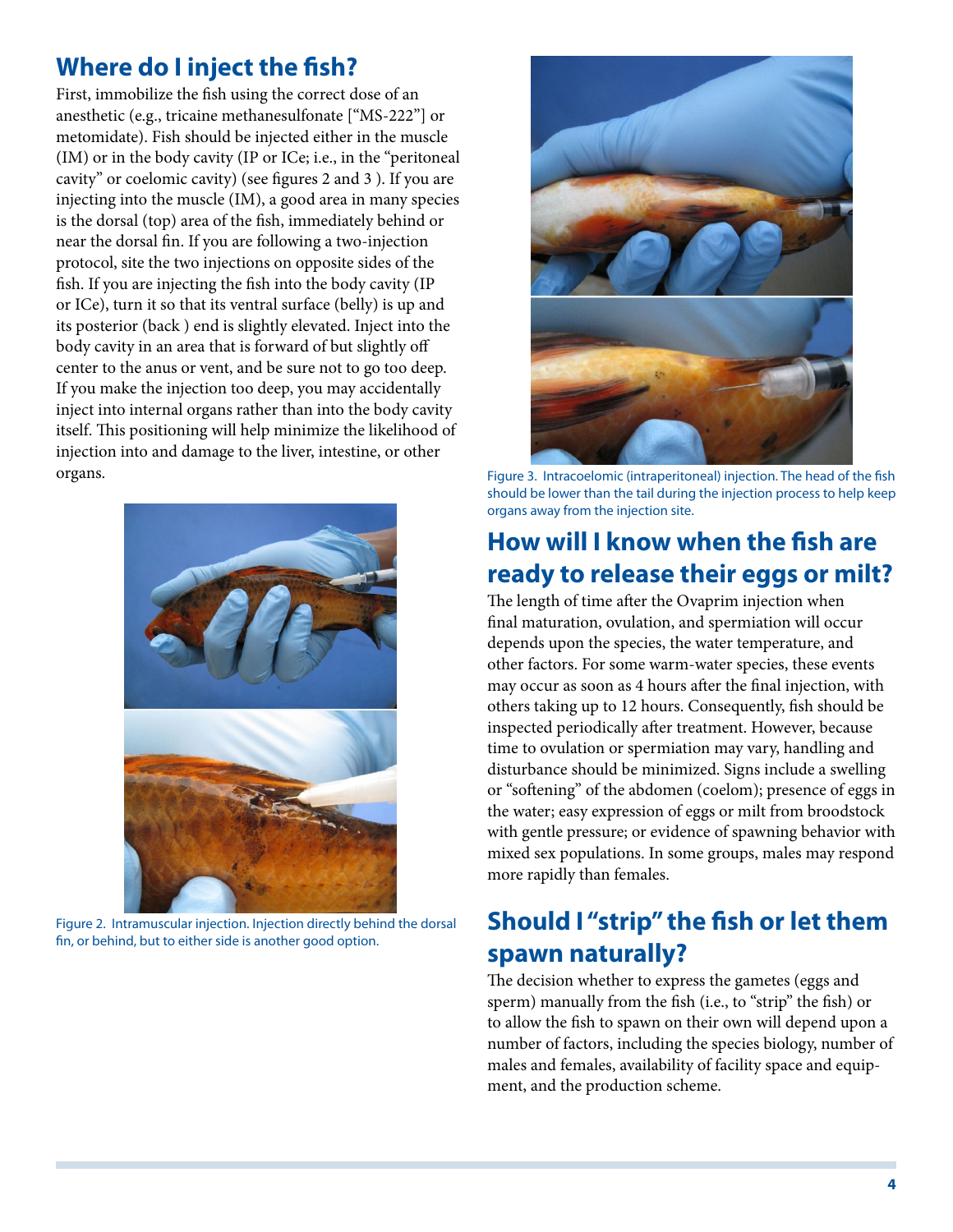## Where do I inject the fish?

First, immobilize the fish using the correct dose of an anesthetic (e.g., tricaine methanesulfonate ["MS-222"] or metomidate). Fish should be injected either in the muscle (IM) or in the body cavity (IP or ICe; i.e., in the "peritoneal cavity" or coelomic cavity) (see figures 2 and 3 ). If you are injecting into the muscle (IM), a good area in many species is the dorsal (top) area of the fish, immediately behind or near the dorsal fin. If you are following a two-injection protocol, site the two injections on opposite sides of the fish. If you are injecting the fish into the body cavity (IP or ICe), turn it so that its ventral surface (belly) is up and its posterior (back ) end is slightly elevated. Inject into the body cavity in an area that is forward of but slightly off center to the anus or vent, and be sure not to go too deep. If you make the injection too deep, you may accidentally inject into internal organs rather than into the body cavity itself. This positioning will help minimize the likelihood of injection into and damage to the liver, intestine, or other organs.

Figure 2. Intramuscular injection. Injection directly behind the dorsal fin, or behind, but to either side is another good option.

Figure 3. Intracoelomic (intraperitoneal) injection. The head of the fish should be lower than the tail during the injection process to help keep organs away from the injection site.

## How will I know when the fish are ready to release their eggs or milt?

The length of time after the Ovaprim injection when final maturation, ovulation, and spermiation will occur depends upon the species, the water temperature, and other factors. For some warm-water species, these events may occur as soon as 4 hours after the final injection, with others taking up to 12 hours. Consequently, fish should be inspected periodically after treatment. However, because time to ovulation or spermiation may vary, handling and disturbance should be minimized. Signs include a swelling or "softening" of the abdomen (coelom); presence of eggs in the water; easy expression of eggs or milt from broodstock with gentle pressure; or evidence of spawning behavior with mixed sex populations. In some groups, males may respond more rapidly than females.

## Should I "strip" the fish or let them spawn naturally?

The decision whether to express the gametes (eggs and sperm) manually from the fish (i.e., to "strip" the fish) or to allow the fish to spawn on their own will depend upon a number of factors, including the species biology, number of males and females, availability of facility space and equipment, and the production scheme.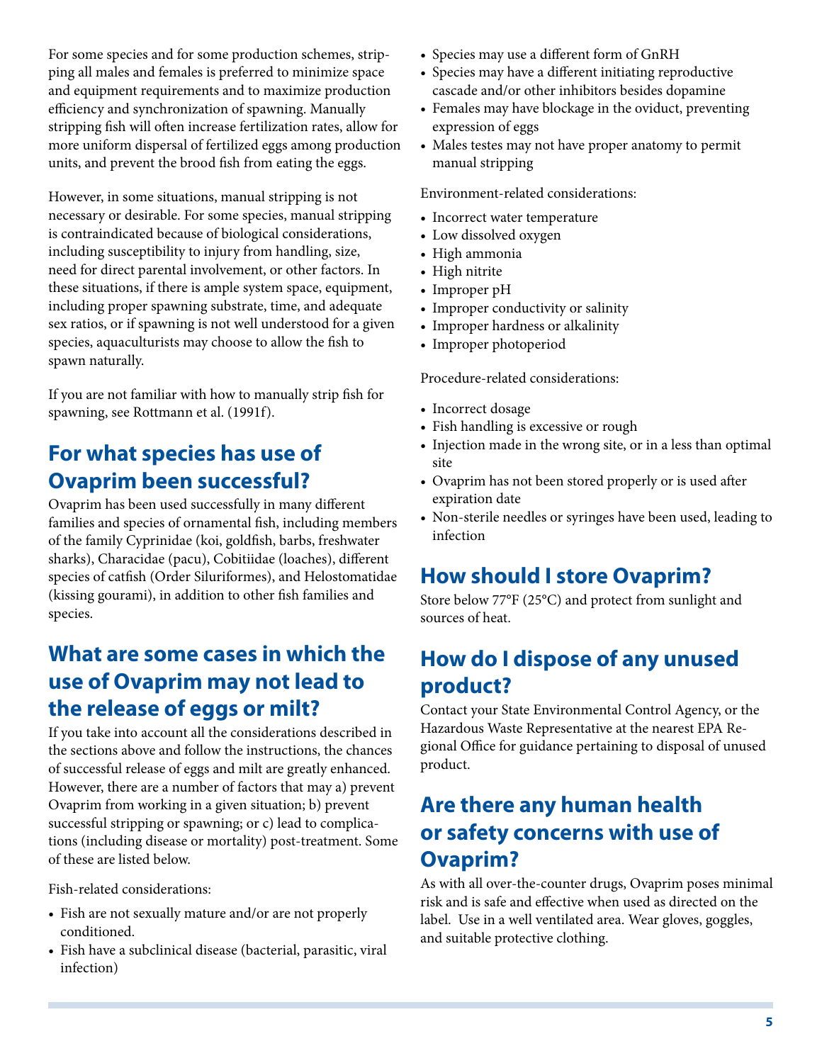For some species and for some production schemes, stripping all males and females is preferred to minimize space and equipment requirements and to maximize production efficiency and synchronization of spawning. Manually stripping fish will often increase fertilization rates, allow for more uniform dispersal of fertilized eggs among production units, and prevent the brood fish from eating the eggs.

However, in some situations, manual stripping is not necessary or desirable. For some species, manual stripping is contraindicated because of biological considerations, including susceptibility to injury from handling, size, need for direct parental involvement, or other factors. In these situations, if there is ample system space, equipment, including proper spawning substrate, time, and adequate sex ratios, or if spawning is not well understood for a given species, aquaculturists may choose to allow the fish to spawn naturally.

If you are not familiar with how to manually strip fish for spawning, see Rottmann et al. (1991f).

## For what species has use of Ovaprim been successful?

Ovaprim has been used successfully in many different families and species of ornamental fish, including members of the family Cyprinidae (koi, goldfish, barbs, freshwater sharks), Characidae (pacu), Cobitiidae (loaches), different species of catfish (Order Siluriformes), and Helostomatidae (kissing gourami), in addition to other fish families and species.

## What are some cases in which the use of Ovaprim may not lead to the release of eggs or milt?

If you take into account all the considerations described in the sections above and follow the instructions, the chances of successful release of eggs and milt are greatly enhanced. However, there are a number of factors that may a) prevent Ovaprim from working in a given situation; b) prevent successful stripping or spawning; or c) lead to complications (including disease or mortality) post-treatment. Some of these are listed below.

Fish-related considerations:

- Fish are not sexually mature and/or are not properly conditioned.
- Fish have a subclinical disease (bacterial, parasitic, viral infection)
- Species may use a different form of GnRH
- Species may have a different initiating reproductive cascade and/or other inhibitors besides dopamine
- Females may have blockage in the oviduct, preventing expression of eggs
- Males testes may not have proper anatomy to permit manual stripping

Environment-related considerations:

- Incorrect water temperature
- Low dissolved oxygen
- High ammonia
- High nitrite
- Improper pH
- Improper conductivity or salinity
- Improper hardness or alkalinity
- Improper photoperiod

Procedure-related considerations:

- Incorrect dosage
- Fish handling is excessive or rough
- Injection made in the wrong site, or in a less than optimal site
- Ovaprim has not been stored properly or is used after expiration date
- Non-sterile needles or syringes have been used, leading to infection

## How should I store Ovaprim?

Store below 77°F (25°C) and protect from sunlight and sources of heat.

## How do I dispose of any unused product?

Contact your State Environmental Control Agency, or the Hazardous Waste Representative at the nearest EPA Regional Office for guidance pertaining to disposal of unused product.

## Are there any human health or safety concerns with use of Ovaprim?

As with all over-the-counter drugs, Ovaprim poses minimal risk and is safe and effective when used as directed on the label. Use in a well ventilated area. Wear gloves, goggles, and suitable protective clothing.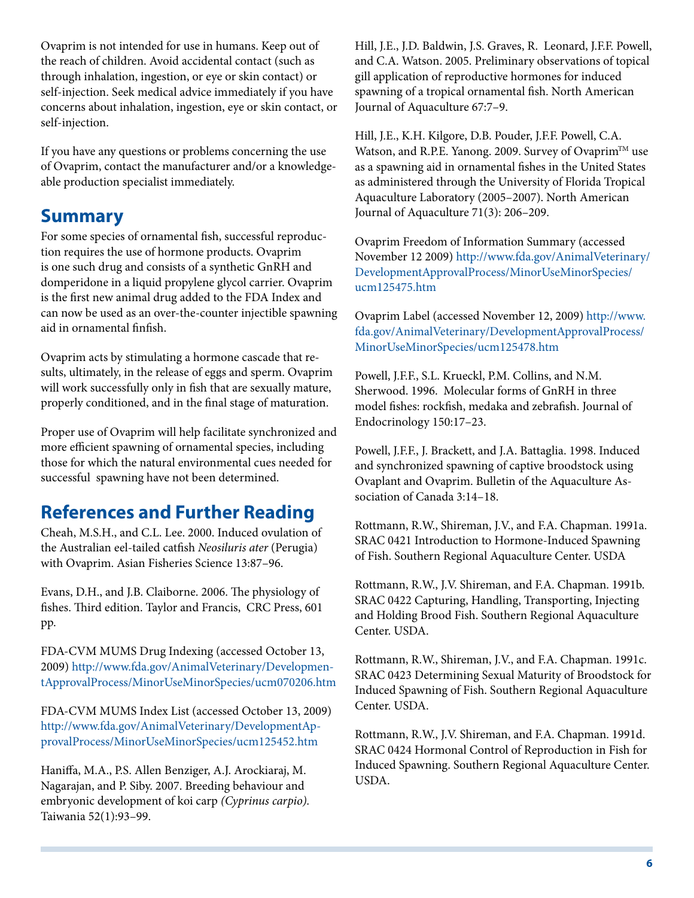Ovaprim is not intended for use in humans. Keep out of the reach of children. Avoid accidental contact (such as through inhalation, ingestion, or eye or skin contact) or self-injection. Seek medical advice immediately if you have concerns about inhalation, ingestion, eye or skin contact, or self-injection.

If you have any questions or problems concerning the use of Ovaprim, contact the manufacturer and/or a knowledgeable production specialist immediately.

## Summary

For some species of ornamental fish, successful reproduction requires the use of hormone products. Ovaprim is one such drug and consists of a synthetic GnRH and domperidone in a liquid propylene glycol carrier. Ovaprim is the first new animal drug added to the FDA Index and can now be used as an over-the-counter injectible spawning aid in ornamental finfish.

Ovaprim acts by stimulating a hormone cascade that results, ultimately, in the release of eggs and sperm. Ovaprim will work successfully only in fish that are sexually mature, properly conditioned, and in the final stage of maturation.

Proper use of Ovaprim will help facilitate synchronized and more efficient spawning of ornamental species, including those for which the natural environmental cues needed for successful spawning have not been determined.

## References and Further Reading

Cheah, M.S.H., and C.L. Lee. 2000. Induced ovulation of the Australian eel-tailed catfish *Neosiluris ater* (Perugia) with Ovaprim. Asian Fisheries Science 13:87–96.

Evans, D.H., and J.B. Claiborne. 2006. The physiology of fishes. Third edition. Taylor and Francis, CRC Press, 601 pp.

FDA-CVM MUMS Drug Indexing (accessed October 13, 2009) http://www.fda.gov/AnimalVeterinary/DevelopmentApprovalProcess/MinorUseMinorSpecies/ucm070206.htm

FDA-CVM MUMS Index List (accessed October 13, 2009) http://www.fda.gov/AnimalVeterinary/DevelopmentApprovalProcess/MinorUseMinorSpecies/ucm125452.htm

Haniffa, M.A., P.S. Allen Benziger, A.J. Arockiaraj, M. Nagarajan, and P. Siby. 2007. Breeding behaviour and embryonic development of koi carp *(Cyprinus carpio)*. Taiwania 52(1):93–99.

Hill, J.E., J.D. Baldwin, J.S. Graves, R. Leonard, J.F.F. Powell, and C.A. Watson. 2005. Preliminary observations of topical gill application of reproductive hormones for induced spawning of a tropical ornamental fish. North American Journal of Aquaculture 67:7–9.

Hill, J.E., K.H. Kilgore, D.B. Pouder, J.F.F. Powell, C.A. Watson, and R.P.E. Yanong. 2009. Survey of Ovaprim™ use as a spawning aid in ornamental fishes in the United States as administered through the University of Florida Tropical Aquaculture Laboratory (2005–2007). North American Journal of Aquaculture 71(3): 206–209.

Ovaprim Freedom of Information Summary (accessed November 12 2009) http://www.fda.gov/AnimalVeterinary/DevelopmentApprovalProcess/MinorUseMinorSpecies/ucm125475.htm

Ovaprim Label (accessed November 12, 2009) http://www.fda.gov/AnimalVeterinary/DevelopmentApprovalProcess/MinorUseMinorSpecies/ucm125478.htm

Powell, J.F.F., S.L. Krueckl, P.M. Collins, and N.M. Sherwood. 1996. Molecular forms of GnRH in three model fishes: rockfish, medaka and zebrafish. Journal of Endocrinology 150:17–23.

Powell, J.F.F., J. Brackett, and J.A. Battaglia. 1998. Induced and synchronized spawning of captive broodstock using Ovaplant and Ovaprim. Bulletin of the Aquaculture Association of Canada 3:14–18.

Rottmann, R.W., Shireman, J.V., and F.A. Chapman. 1991a. SRAC 0421 Introduction to Hormone-Induced Spawning of Fish. Southern Regional Aquaculture Center. USDA

Rottmann, R.W., J.V. Shireman, and F.A. Chapman. 1991b. SRAC 0422 Capturing, Handling, Transporting, Injecting and Holding Brood Fish. Southern Regional Aquaculture Center. USDA.

Rottmann, R.W., Shireman, J.V., and F.A. Chapman. 1991c. SRAC 0423 Determining Sexual Maturity of Broodstock for Induced Spawning of Fish. Southern Regional Aquaculture Center. USDA.

Rottmann, R.W., J.V. Shireman, and F.A. Chapman. 1991d. SRAC 0424 Hormonal Control of Reproduction in Fish for Induced Spawning. Southern Regional Aquaculture Center. USDA.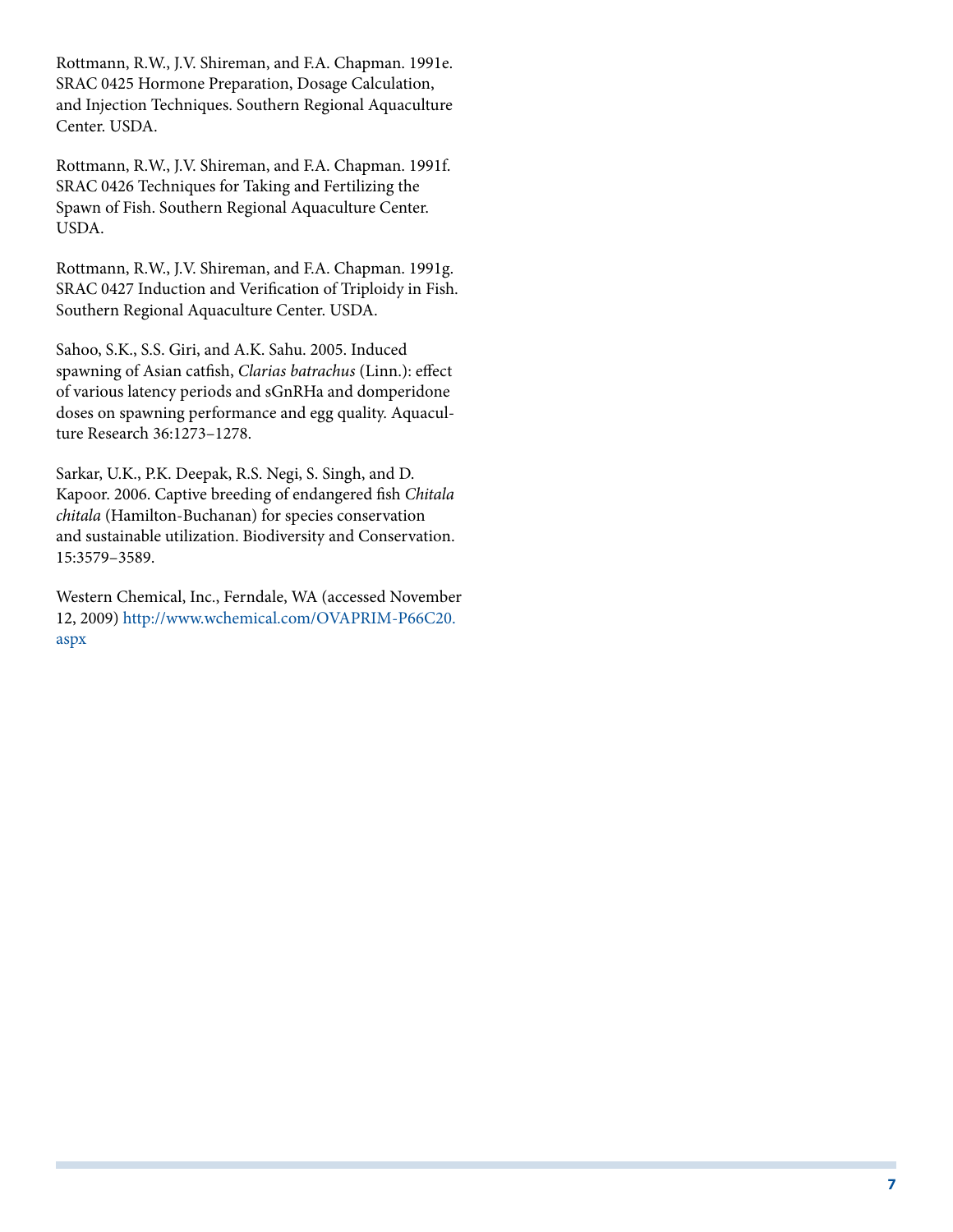Rottmann, R.W., J.V. Shireman, and F.A. Chapman. 1991e. SRAC 0425 Hormone Preparation, Dosage Calculation, and Injection Techniques. Southern Regional Aquaculture Center. USDA.

Rottmann, R.W., J.V. Shireman, and F.A. Chapman. 1991f. SRAC 0426 Techniques for Taking and Fertilizing the Spawn of Fish. Southern Regional Aquaculture Center. USDA.

Rottmann, R.W., J.V. Shireman, and F.A. Chapman. 1991g. SRAC 0427 Induction and Verification of Triploidy in Fish. Southern Regional Aquaculture Center. USDA.

Sahoo, S.K., S.S. Giri, and A.K. Sahu. 2005. Induced spawning of Asian catfish, *Clarias batrachus* (Linn.): effect of various latency periods and sGnRHa and domperidone doses on spawning performance and egg quality. Aquaculture Research 36:1273–1278.

Sarkar, U.K., P.K. Deepak, R.S. Negi, S. Singh, and D. Kapoor. 2006. Captive breeding of endangered fish *Chitala chitala* (Hamilton-Buchanan) for species conservation and sustainable utilization. Biodiversity and Conservation. 15:3579–3589.

Western Chemical, Inc., Ferndale, WA (accessed November 12, 2009) http://www.wchemical.com/OVAPRIM-P66C20.aspx